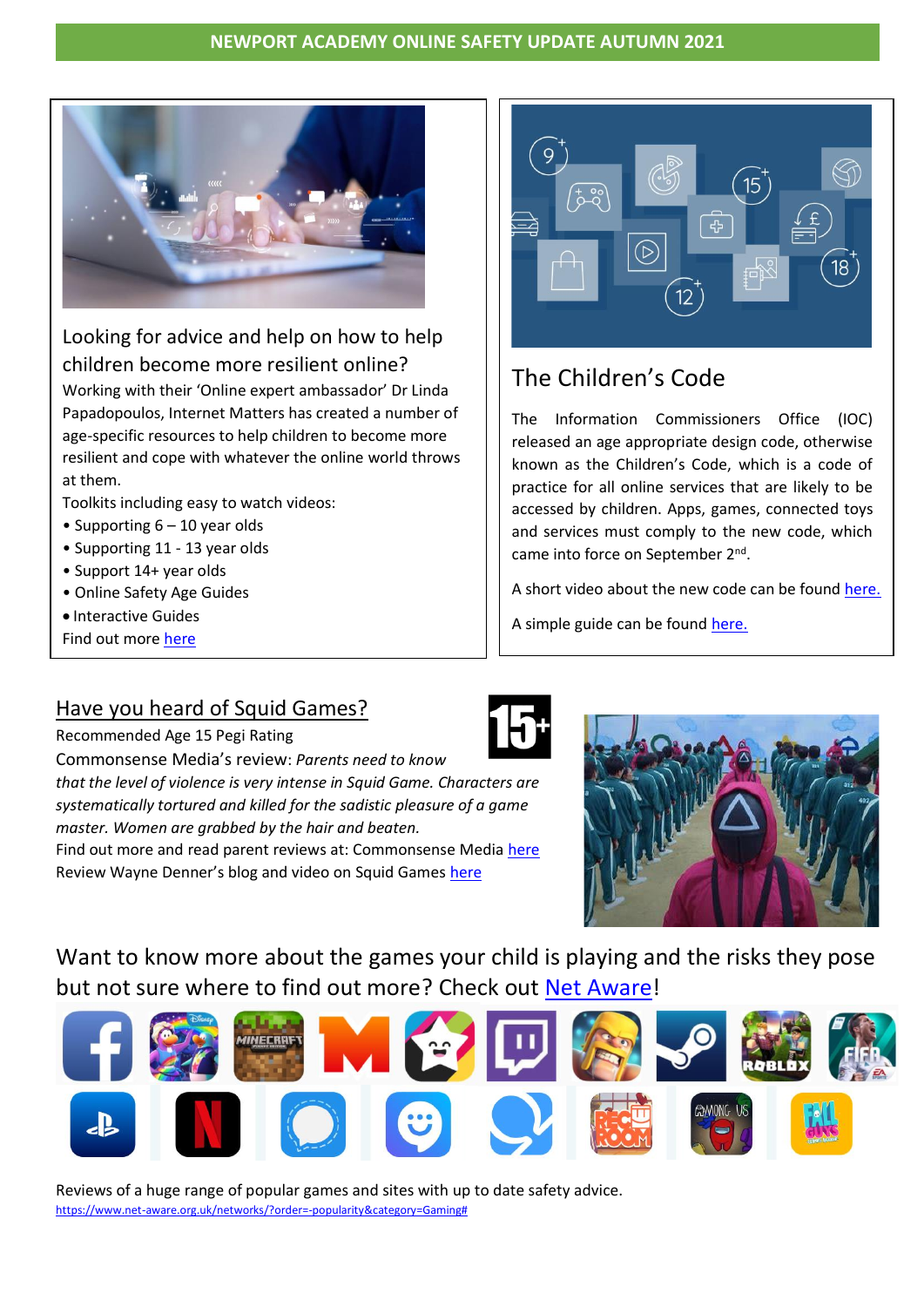# NEWPORT ACADEMY ONLINE SAFETY UPDATE AUTUMN 2021

## Looking for advice and help on how to help children become more resilient online?

Working with their 'Online expert ambassador' Dr Linda Papadopoulos, Internet Matters has created a number of age-specific resources to help children to become more resilient and cope with whatever the online world throws at them.

Toolkits including easy to watch videos:

- Supporting 6 – 10 year olds
- Supporting 11 - 13 year olds
- Support 14+ year olds
- Online Safety Age Guides
- Interactive Guides

Find out more here

## The Children's Code

The Information Commissioners Office (IOC) released an age appropriate design code, otherwise known as the Children's Code, which is a code of practice for all online services that are likely to be accessed by children. Apps, games, connected toys and services must comply to the new code, which came into force on September 2nd.

A short video about the new code can be found here.

A simple guide can be found here.

## Have you heard of Squid Games?

Recommended Age 15 Pegi Rating

Commonsense Media's review: *Parents need to know that the level of violence is very intense in Squid Game. Characters are systematically tortured and killed for the sadistic pleasure of a game master. Women are grabbed by the hair and beaten.*

Find out more and read parent reviews at: Commonsense Media here

Review Wayne Denner's blog and video on Squid Games here

## Want to know more about the games your child is playing and the risks they pose but not sure where to find out more? Check out Net Aware!

Reviews of a huge range of popular games and sites with up to date safety advice.

https://www.net-aware.org.uk/networks/?order=-popularity&category=Gaming#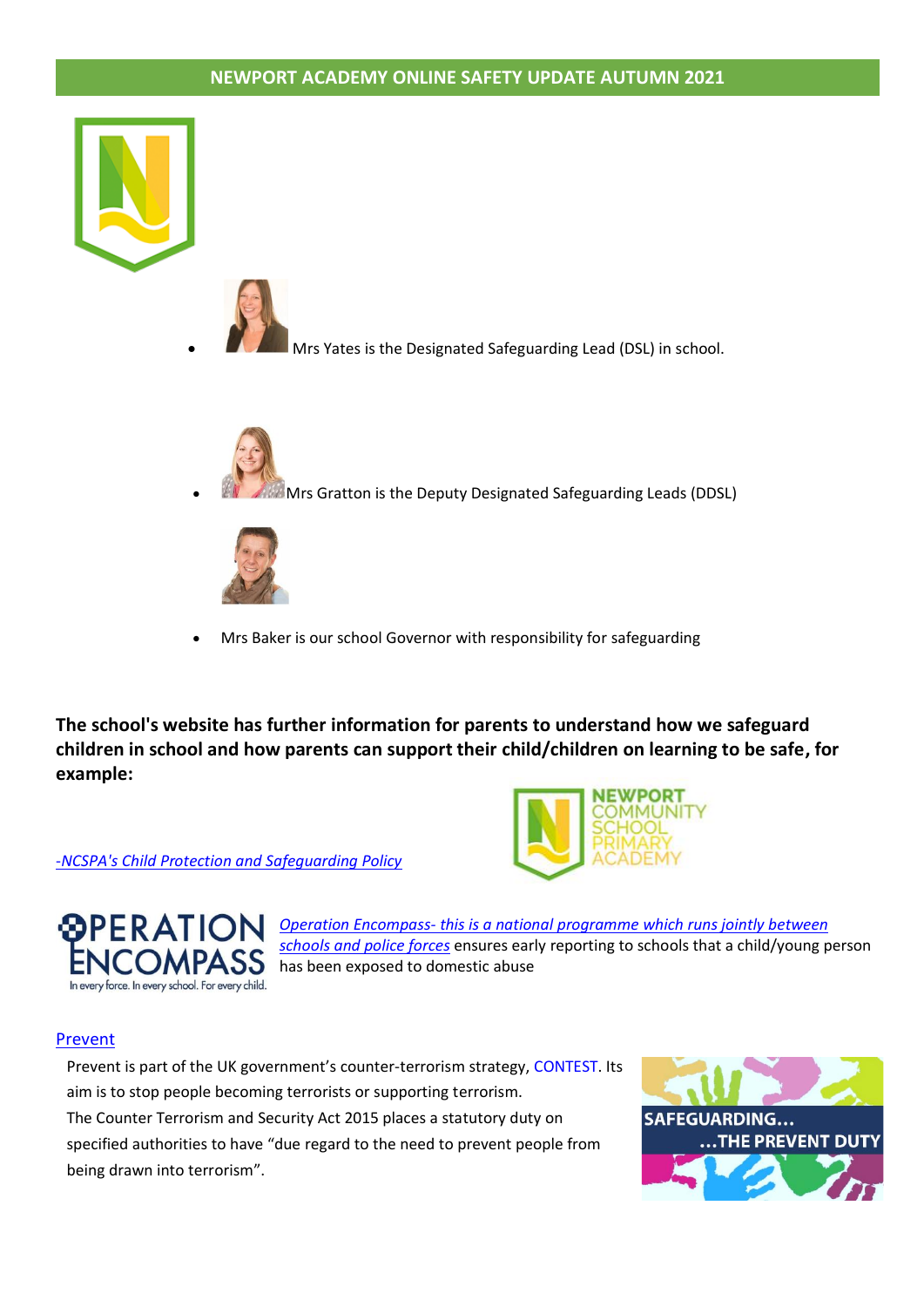## NEWPORT ACADEMY ONLINE SAFETY UPDATE AUTUMN 2021

- Mrs Yates is the Designated Safeguarding Lead (DSL) in school.
- Mrs Gratton is the Deputy Designated Safeguarding Leads (DDSL)
- Mrs Baker is our school Governor with responsibility for safeguarding

**The school's website has further information for parents to understand how we safeguard children in school and how parents can support their child/children on learning to be safe, for example:**

*-NCSPA's Child Protection and Safeguarding Policy*

*Operation Encompass- this is a national programme which runs jointly between schools and police forces* ensures early reporting to schools that a child/young person has been exposed to domestic abuse

Prevent

Prevent is part of the UK government's counter-terrorism strategy, CONTEST. Its aim is to stop people becoming terrorists or supporting terrorism.

The Counter Terrorism and Security Act 2015 places a statutory duty on specified authorities to have "due regard to the need to prevent people from being drawn into terrorism".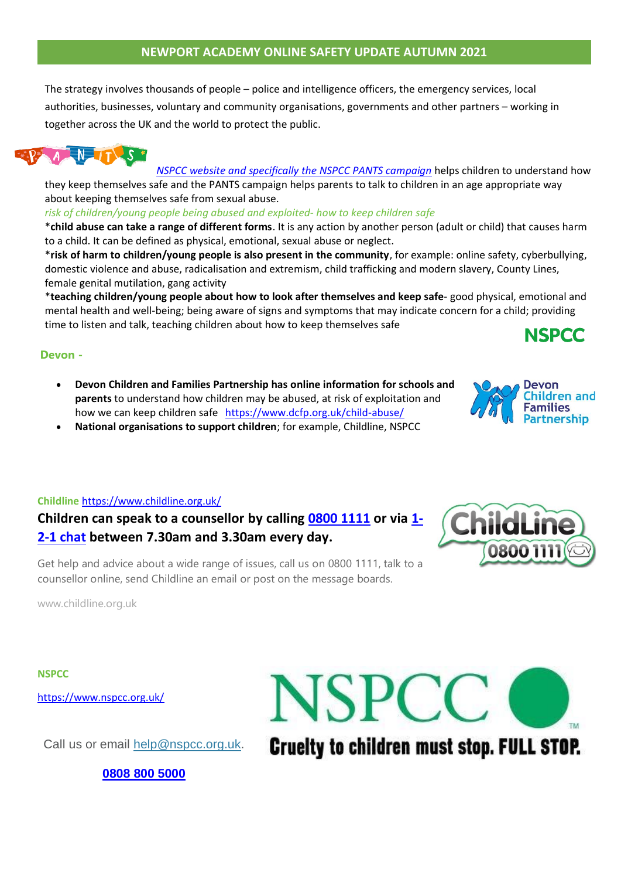## NEWPORT ACADEMY ONLINE SAFETY UPDATE AUTUMN 2021

The strategy involves thousands of people – police and intelligence officers, the emergency services, local authorities, businesses, voluntary and community organisations, governments and other partners – working in together across the UK and the world to protect the public.

*NSPCC website and specifically the NSPCC PANTS campaign* helps children to understand how they keep themselves safe and the PANTS campaign helps parents to talk to children in an age appropriate way about keeping themselves safe from sexual abuse.

*risk of children/young people being abused and exploited- how to keep children safe*

*__child abuse can take a range of different forms__. It is any action by another person (adult or child) that causes harm to a child. It can be defined as physical, emotional, sexual abuse or neglect.

*__risk of harm to children/young people is also present in the community__, for example: online safety, cyberbullying, domestic violence and abuse, radicalisation and extremism, child trafficking and modern slavery, County Lines, female genital mutilation, gang activity

*__teaching children/young people about how to look after themselves and keep safe__- good physical, emotional and mental health and well-being; being aware of signs and symptoms that may indicate concern for a child; providing time to listen and talk, teaching children about how to keep themselves safe

**Devon -**

- **Devon Children and Families Partnership has online information for schools and parents** to understand how children may be abused, at risk of exploitation and how we can keep children safe https://www.dcfp.org.uk/child-abuse/
- **National organisations to support children**; for example, Childline, NSPCC

**Childline** https://www.childline.org.uk/

**Children can speak to a counsellor by calling 0800 1111 or via 1-2-1 chat between 7.30am and 3.30am every day.**

Get help and advice about a wide range of issues, call us on 0800 1111, talk to a counsellor online, send Childline an email or post on the message boards.

www.childline.org.uk

**NSPCC**

https://www.nspcc.org.uk/

Call us or email help@nspcc.org.uk.

**0808 800 5000**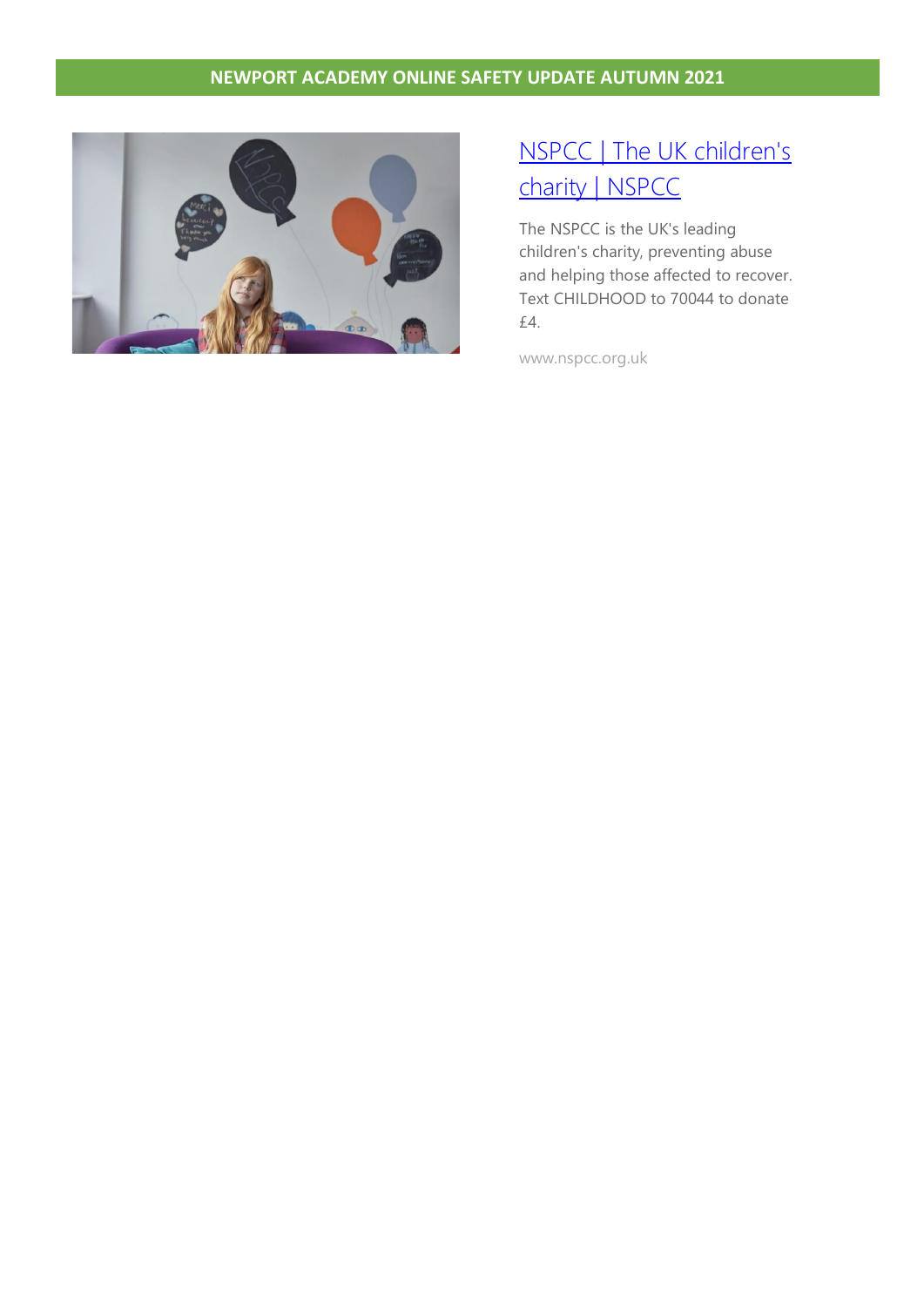# NEWPORT ACADEMY ONLINE SAFETY UPDATE AUTUMN 2021

## NSPCC | The UK children's charity | NSPCC

The NSPCC is the UK's leading children's charity, preventing abuse and helping those affected to recover. Text CHILDHOOD to 70044 to donate £4.

www.nspcc.org.uk